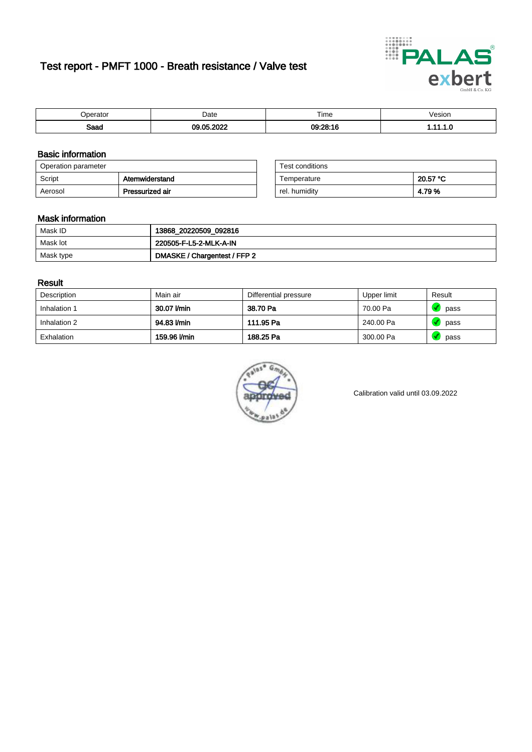# Test report - PMFT 1000 - Breath resistance / Valve test

| Operator | Date | Time | Vesion |
|---|---|---|---|
| **Saad** | **09.05.2022** | **09:28:16** | **1.11.1.0** |

## Basic information

| Operation parameter | |
|---|---|
| Script | **Atemwiderstand** |
| Aerosol | **Pressurized air** |

| Test conditions | |
|---|---|
| Temperature | **20.57 °C** |
| rel. humidity | **4.79 %** |

## Mask information

| | |
|---|---|
| Mask ID | **13868_20220509_092816** |
| Mask lot | **220505-F-L5-2-MLK-A-IN** |
| Mask type | **DMASKE / Chargentest / FFP 2** |

## Result

| Description | Main air | Differential pressure | Upper limit | Result |
|---|---|---|---|---|
| Inhalation 1 | **30.07 l/min** | **38.70 Pa** | 70.00 Pa | pass |
| Inhalation 2 | **94.83 l/min** | **111.95 Pa** | 240.00 Pa | pass |
| Exhalation | **159.96 l/min** | **188.25 Pa** | 300.00 Pa | pass |

Calibration valid until 03.09.2022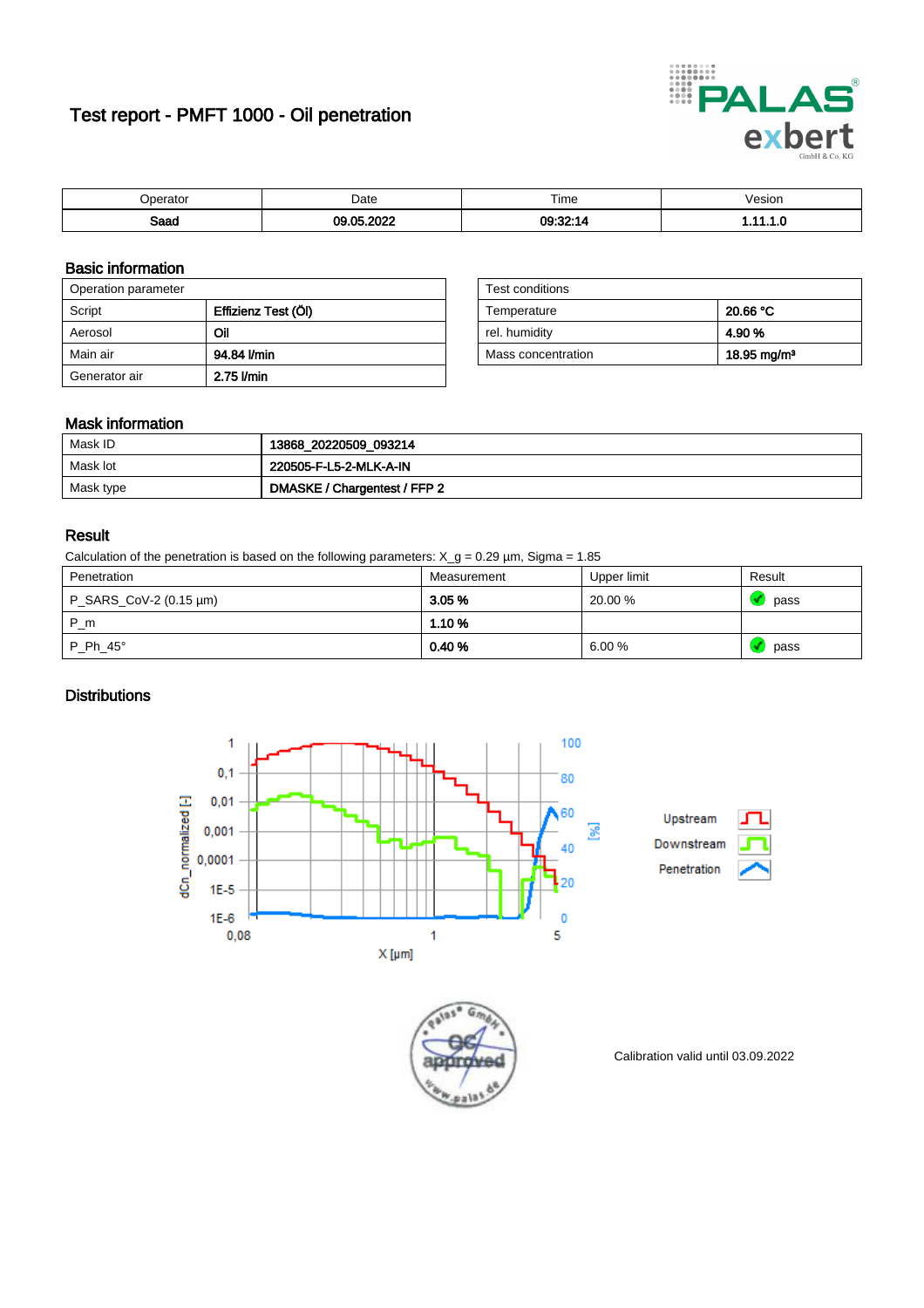# Test report - PMFT 1000 - Oil penetration

| Operator | Date | Time | Vesion |
|---|---|---|---|
| **Saad** | **09.05.2022** | **09:32:14** | **1.11.1.0** |

## Basic information

| Operation parameter | |
|---|---|
| Script | **Effizienz Test (Öl)** |
| Aerosol | **Oil** |
| Main air | **94.84 l/min** |
| Generator air | **2.75 l/min** |

| Test conditions | |
|---|---|
| Temperature | **20.66 °C** |
| rel. humidity | **4.90 %** |
| Mass concentration | **18.95 mg/m³** |

## Mask information

| | |
|---|---|
| Mask ID | **13868_20220509_093214** |
| Mask lot | **220505-F-L5-2-MLK-A-IN** |
| Mask type | **DMASKE / Chargentest / FFP 2** |

## Result

Calculation of the penetration is based on the following parameters: X_g = 0.29 µm, Sigma = 1.85

| Penetration | Measurement | Upper limit | Result |
|---|---|---|---|
| P_SARS_CoV-2 (0.15 µm) | **3.05 %** | 20.00 % | pass |
| P_m | **1.10 %** | | |
| P_Ph_45° | **0.40 %** | 6.00 % | pass |

## Distributions

dCn_normalized [-]
1
0,1
0,01
0,001
0,0001
1E-5
1E-6
0,08
1
5
X [µm]
[%]
100
80
60
40
20
0
Upstream
Downstream
Penetration

Calibration valid until 03.09.2022